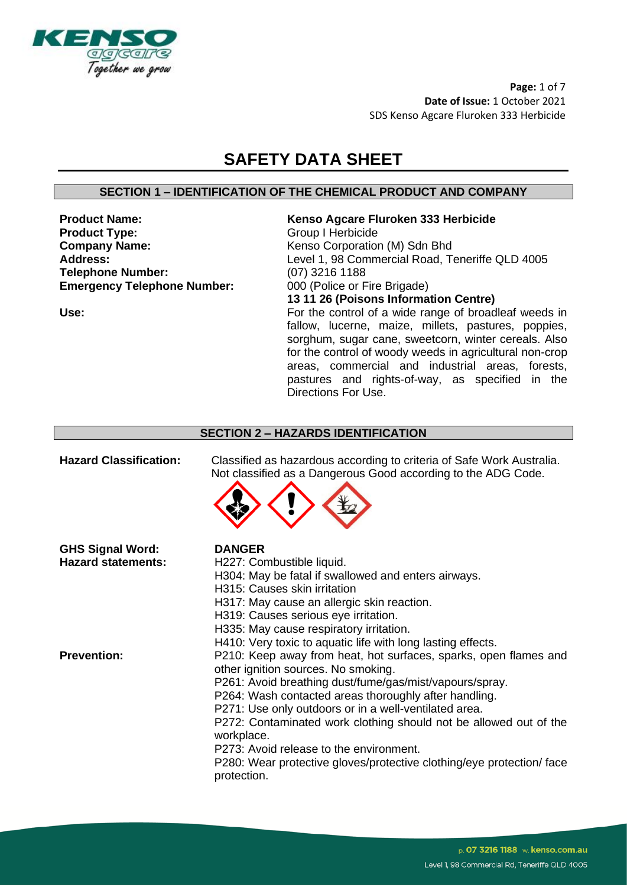# SAFETY DATA SHEET

## SECTION 1 – IDENTIFICATION OF THE CHEMICAL PRODUCT AND COMPANY

| | |
|---|---|
| **Product Name:** | **Kenso Agcare Fluroken 333 Herbicide** |
| **Product Type:** | Group I Herbicide |
| **Company Name:** | Kenso Corporation (M) Sdn Bhd |
| **Address:** | Level 1, 98 Commercial Road, Teneriffe QLD 4005 |
| **Telephone Number:** | (07) 3216 1188 |
| **Emergency Telephone Number:** | 000 (Police or Fire Brigade)<br>**13 11 26 (Poisons Information Centre)** |
| **Use:** | For the control of a wide range of broadleaf weeds in fallow, lucerne, maize, millets, pastures, poppies, sorghum, sugar cane, sweetcorn, winter cereals. Also for the control of woody weeds in agricultural non-crop areas, commercial and industrial areas, forests, pastures and rights-of-way, as specified in the Directions For Use. |

## SECTION 2 – HAZARDS IDENTIFICATION

**Hazard Classification:** Classified as hazardous according to criteria of Safe Work Australia. Not classified as a Dangerous Good according to the ADG Code.

**GHS Signal Word:** **DANGER**

**Hazard statements:**
H227: Combustible liquid.
H304: May be fatal if swallowed and enters airways.
H315: Causes skin irritation
H317: May cause an allergic skin reaction.
H319: Causes serious eye irritation.
H335: May cause respiratory irritation.
H410: Very toxic to aquatic life with long lasting effects.

**Prevention:**
P210: Keep away from heat, hot surfaces, sparks, open flames and other ignition sources. No smoking.
P261: Avoid breathing dust/fume/gas/mist/vapours/spray.
P264: Wash contacted areas thoroughly after handling.
P271: Use only outdoors or in a well-ventilated area.
P272: Contaminated work clothing should not be allowed out of the workplace.
P273: Avoid release to the environment.
P280: Wear protective gloves/protective clothing/eye protection/ face protection.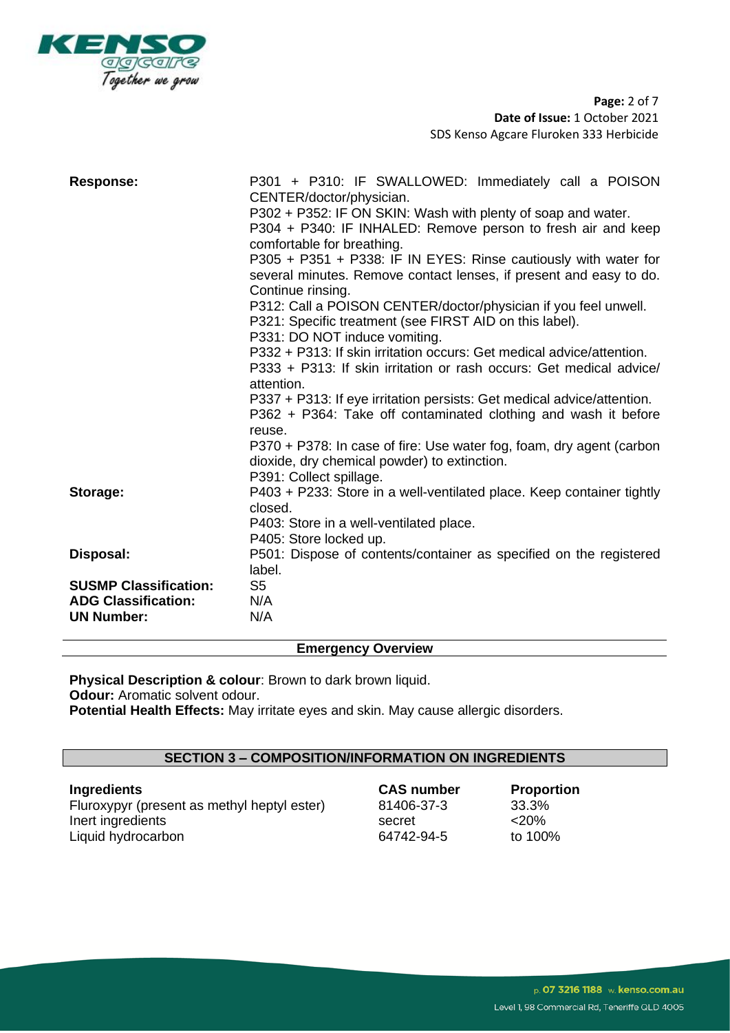**Response:**

P301 + P310: IF SWALLOWED: Immediately call a POISON CENTER/doctor/physician.
P302 + P352: IF ON SKIN: Wash with plenty of soap and water.
P304 + P340: IF INHALED: Remove person to fresh air and keep comfortable for breathing.
P305 + P351 + P338: IF IN EYES: Rinse cautiously with water for several minutes. Remove contact lenses, if present and easy to do. Continue rinsing.
P312: Call a POISON CENTER/doctor/physician if you feel unwell.
P321: Specific treatment (see FIRST AID on this label).
P331: DO NOT induce vomiting.
P332 + P313: If skin irritation occurs: Get medical advice/attention.
P333 + P313: If skin irritation or rash occurs: Get medical advice/ attention.
P337 + P313: If eye irritation persists: Get medical advice/attention.
P362 + P364: Take off contaminated clothing and wash it before reuse.
P370 + P378: In case of fire: Use water fog, foam, dry agent (carbon dioxide, dry chemical powder) to extinction.
P391: Collect spillage.

**Storage:**

P403 + P233: Store in a well-ventilated place. Keep container tightly closed.
P403: Store in a well-ventilated place.
P405: Store locked up.

**Disposal:**

P501: Dispose of contents/container as specified on the registered label.

**SUSMP Classification:** S5
**ADG Classification:** N/A
**UN Number:** N/A

## Emergency Overview

**Physical Description & colour**: Brown to dark brown liquid.
**Odour:** Aromatic solvent odour.
**Potential Health Effects:** May irritate eyes and skin. May cause allergic disorders.

## SECTION 3 – COMPOSITION/INFORMATION ON INGREDIENTS

| Ingredients | CAS number | Proportion |
|---|---|---|
| Fluroxypyr (present as methyl heptyl ester) | 81406-37-3 | 33.3% |
| Inert ingredients | secret | <20% |
| Liquid hydrocarbon | 64742-94-5 | to 100% |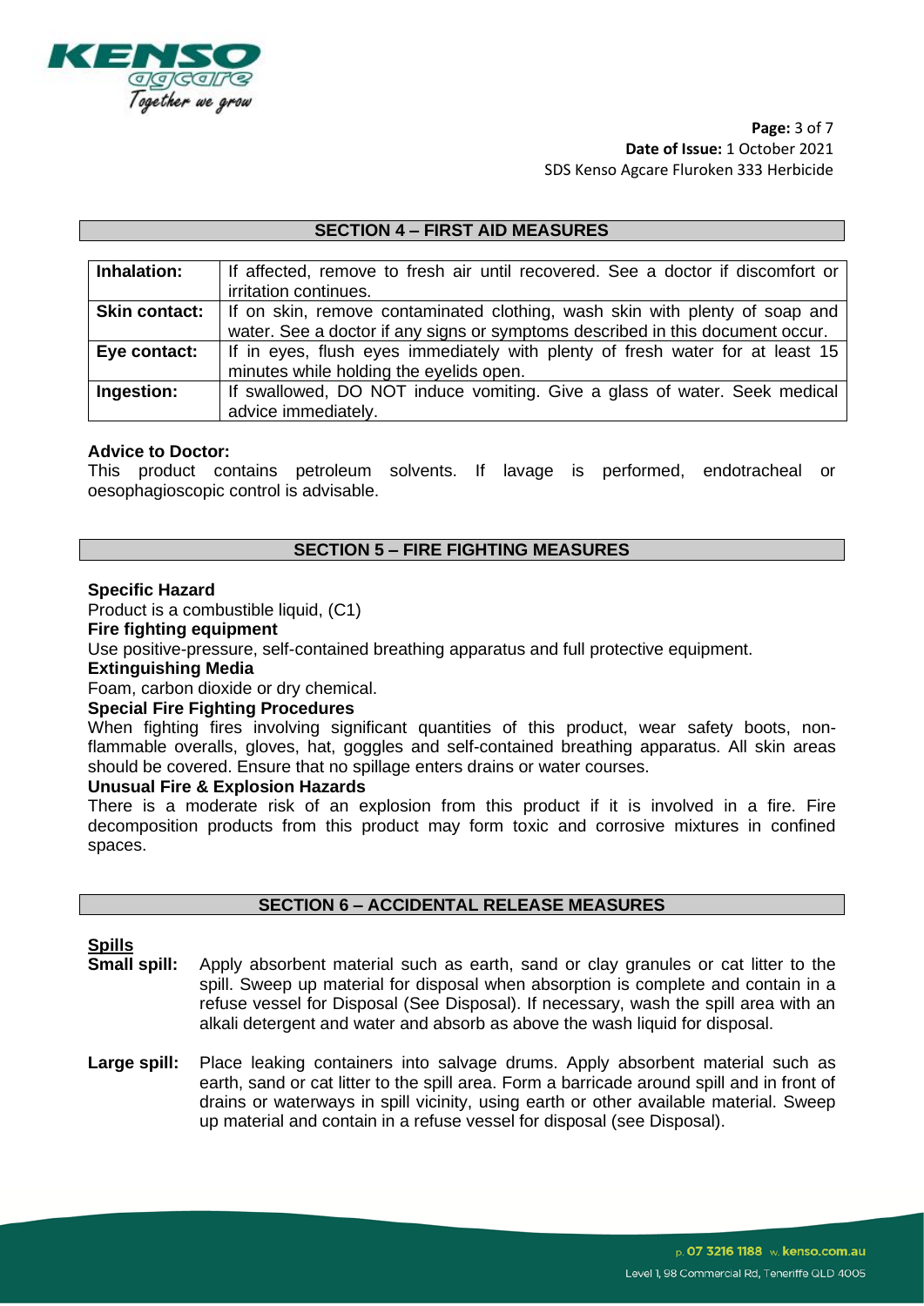## SECTION 4 – FIRST AID MEASURES

| | |
|---|---|
| **Inhalation:** | If affected, remove to fresh air until recovered. See a doctor if discomfort or irritation continues. |
| **Skin contact:** | If on skin, remove contaminated clothing, wash skin with plenty of soap and water. See a doctor if any signs or symptoms described in this document occur. |
| **Eye contact:** | If in eyes, flush eyes immediately with plenty of fresh water for at least 15 minutes while holding the eyelids open. |
| **Ingestion:** | If swallowed, DO NOT induce vomiting. Give a glass of water. Seek medical advice immediately. |

**Advice to Doctor:**
This product contains petroleum solvents. If lavage is performed, endotracheal or oesophagioscopic control is advisable.

## SECTION 5 – FIRE FIGHTING MEASURES

**Specific Hazard**
Product is a combustible liquid, (C1)

**Fire fighting equipment**
Use positive-pressure, self-contained breathing apparatus and full protective equipment.

**Extinguishing Media**
Foam, carbon dioxide or dry chemical.

**Special Fire Fighting Procedures**
When fighting fires involving significant quantities of this product, wear safety boots, non-flammable overalls, gloves, hat, goggles and self-contained breathing apparatus. All skin areas should be covered. Ensure that no spillage enters drains or water courses.

**Unusual Fire & Explosion Hazards**
There is a moderate risk of an explosion from this product if it is involved in a fire. Fire decomposition products from this product may form toxic and corrosive mixtures in confined spaces.

## SECTION 6 – ACCIDENTAL RELEASE MEASURES

**Spills**

**Small spill:** Apply absorbent material such as earth, sand or clay granules or cat litter to the spill. Sweep up material for disposal when absorption is complete and contain in a refuse vessel for Disposal (See Disposal). If necessary, wash the spill area with an alkali detergent and water and absorb as above the wash liquid for disposal.

**Large spill:** Place leaking containers into salvage drums. Apply absorbent material such as earth, sand or cat litter to the spill area. Form a barricade around spill and in front of drains or waterways in spill vicinity, using earth or other available material. Sweep up material and contain in a refuse vessel for disposal (see Disposal).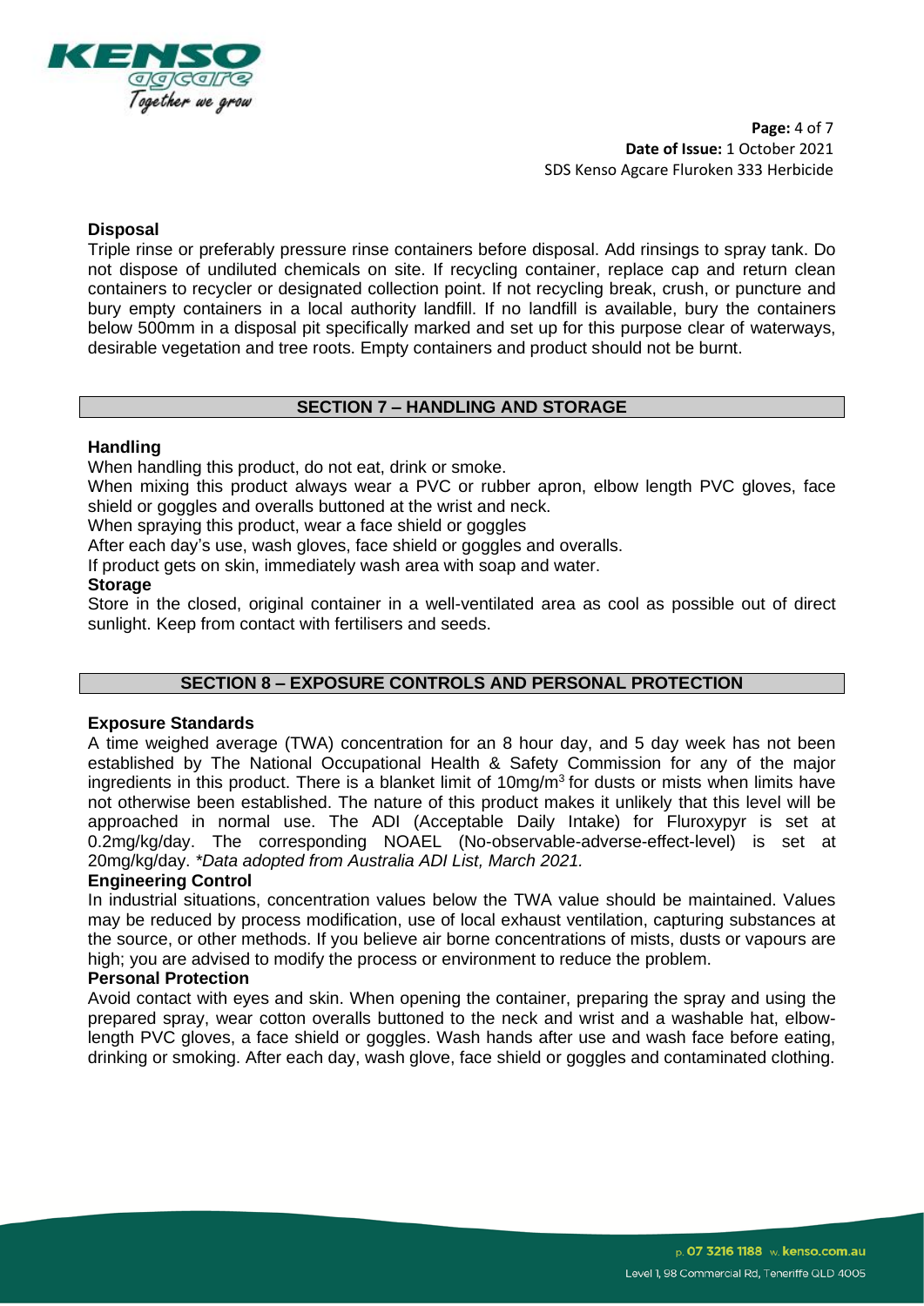### Disposal

Triple rinse or preferably pressure rinse containers before disposal. Add rinsings to spray tank. Do not dispose of undiluted chemicals on site. If recycling container, replace cap and return clean containers to recycler or designated collection point. If not recycling break, crush, or puncture and bury empty containers in a local authority landfill. If no landfill is available, bury the containers below 500mm in a disposal pit specifically marked and set up for this purpose clear of waterways, desirable vegetation and tree roots. Empty containers and product should not be burnt.

## SECTION 7 – HANDLING AND STORAGE

### Handling

When handling this product, do not eat, drink or smoke.
When mixing this product always wear a PVC or rubber apron, elbow length PVC gloves, face shield or goggles and overalls buttoned at the wrist and neck.
When spraying this product, wear a face shield or goggles
After each day's use, wash gloves, face shield or goggles and overalls.
If product gets on skin, immediately wash area with soap and water.

### Storage

Store in the closed, original container in a well-ventilated area as cool as possible out of direct sunlight. Keep from contact with fertilisers and seeds.

## SECTION 8 – EXPOSURE CONTROLS AND PERSONAL PROTECTION

### Exposure Standards

A time weighed average (TWA) concentration for an 8 hour day, and 5 day week has not been established by The National Occupational Health & Safety Commission for any of the major ingredients in this product. There is a blanket limit of 10mg/m$^3$ for dusts or mists when limits have not otherwise been established. The nature of this product makes it unlikely that this level will be approached in normal use. The ADI (Acceptable Daily Intake) for Fluroxypyr is set at 0.2mg/kg/day. The corresponding NOAEL (No-observable-adverse-effect-level) is set at 20mg/kg/day. *\*Data adopted from Australia ADI List, March 2021.*

### Engineering Control

In industrial situations, concentration values below the TWA value should be maintained. Values may be reduced by process modification, use of local exhaust ventilation, capturing substances at the source, or other methods. If you believe air borne concentrations of mists, dusts or vapours are high; you are advised to modify the process or environment to reduce the problem.

### Personal Protection

Avoid contact with eyes and skin. When opening the container, preparing the spray and using the prepared spray, wear cotton overalls buttoned to the neck and wrist and a washable hat, elbow-length PVC gloves, a face shield or goggles. Wash hands after use and wash face before eating, drinking or smoking. After each day, wash glove, face shield or goggles and contaminated clothing.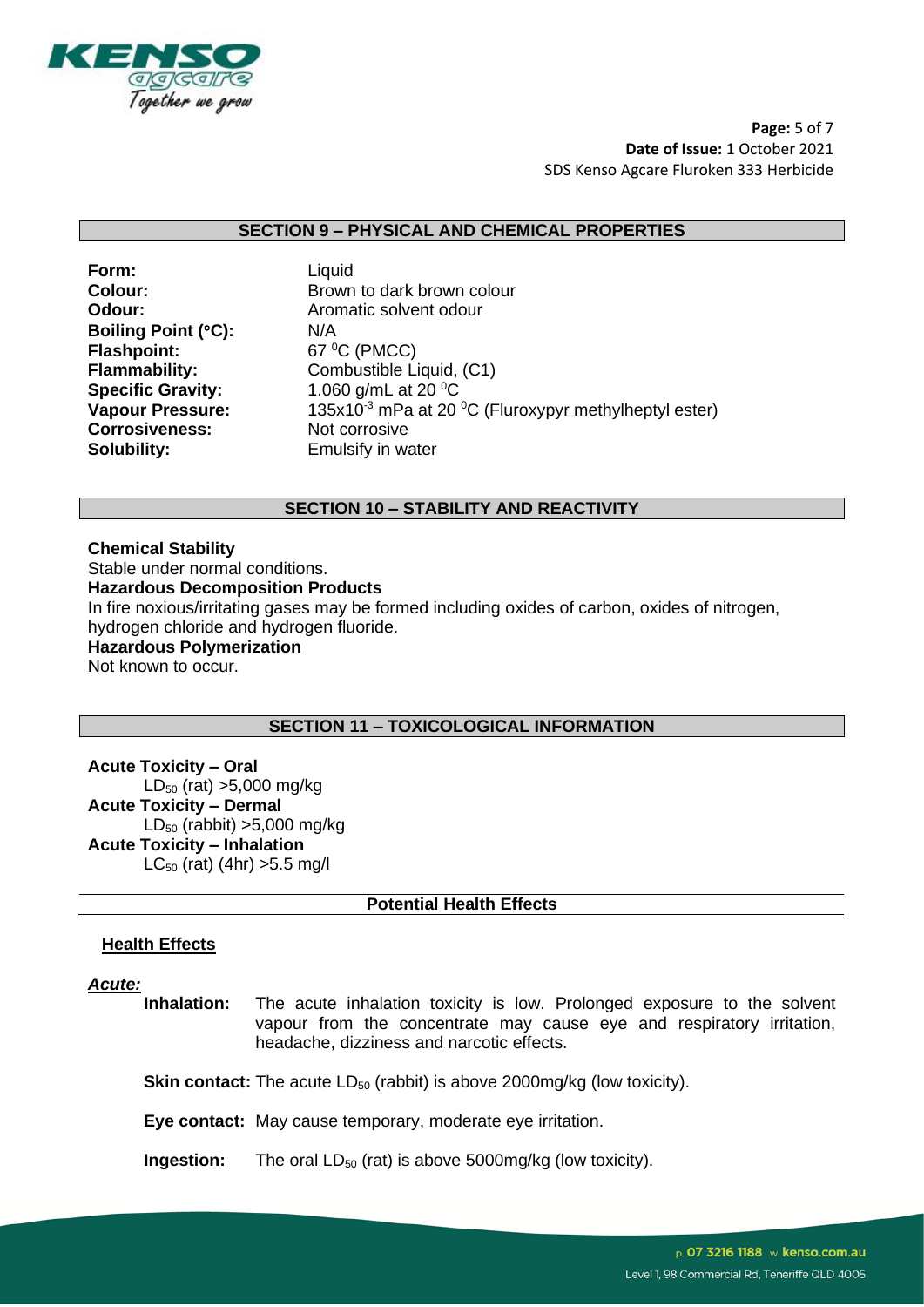## SECTION 9 – PHYSICAL AND CHEMICAL PROPERTIES

| | |
|---|---|
| **Form:** | Liquid |
| **Colour:** | Brown to dark brown colour |
| **Odour:** | Aromatic solvent odour |
| **Boiling Point (°C):** | N/A |
| **Flashpoint:** | 67 $^0$C (PMCC) |
| **Flammability:** | Combustible Liquid, (C1) |
| **Specific Gravity:** | 1.060 g/mL at 20 $^0$C |
| **Vapour Pressure:** | $135 \times 10^{-3}$ mPa at 20 $^0$C (Fluroxypyr methylheptyl ester) |
| **Corrosiveness:** | Not corrosive |
| **Solubility:** | Emulsify in water |

## SECTION 10 – STABILITY AND REACTIVITY

**Chemical Stability**
Stable under normal conditions.

**Hazardous Decomposition Products**
In fire noxious/irritating gases may be formed including oxides of carbon, oxides of nitrogen, hydrogen chloride and hydrogen fluoride.

**Hazardous Polymerization**
Not known to occur.

## SECTION 11 – TOXICOLOGICAL INFORMATION

**Acute Toxicity – Oral**
$LD_{50}$ (rat) >5,000 mg/kg

**Acute Toxicity – Dermal**
$LD_{50}$ (rabbit) >5,000 mg/kg

**Acute Toxicity – Inhalation**
$LC_{50}$ (rat) (4hr) >5.5 mg/l

### Potential Health Effects

**Health Effects**

***Acute:***

**Inhalation:** The acute inhalation toxicity is low. Prolonged exposure to the solvent vapour from the concentrate may cause eye and respiratory irritation, headache, dizziness and narcotic effects.

**Skin contact:** The acute $LD_{50}$ (rabbit) is above 2000mg/kg (low toxicity).

**Eye contact:** May cause temporary, moderate eye irritation.

**Ingestion:** The oral $LD_{50}$ (rat) is above 5000mg/kg (low toxicity).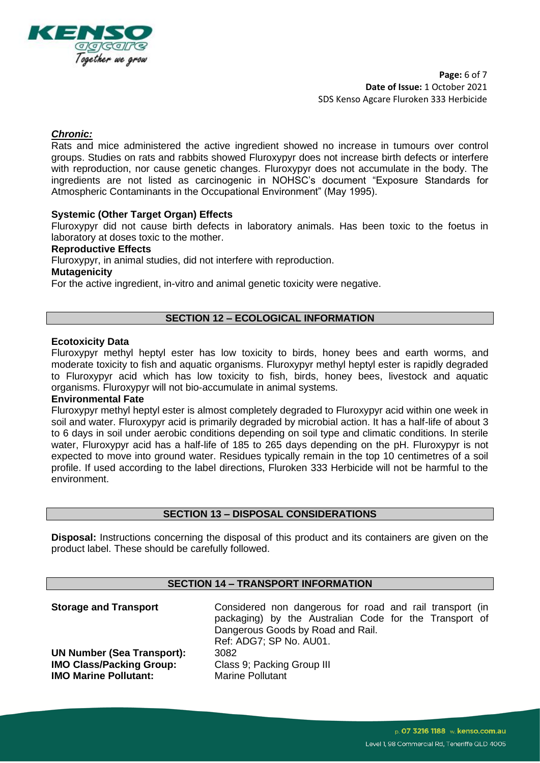***Chronic:***

Rats and mice administered the active ingredient showed no increase in tumours over control groups. Studies on rats and rabbits showed Fluroxypyr does not increase birth defects or interfere with reproduction, nor cause genetic changes. Fluroxypyr does not accumulate in the body. The ingredients are not listed as carcinogenic in NOHSC's document "Exposure Standards for Atmospheric Contaminants in the Occupational Environment" (May 1995).

**Systemic (Other Target Organ) Effects**

Fluroxypyr did not cause birth defects in laboratory animals. Has been toxic to the foetus in laboratory at doses toxic to the mother.

**Reproductive Effects**

Fluroxypyr, in animal studies, did not interfere with reproduction.

**Mutagenicity**

For the active ingredient, in-vitro and animal genetic toxicity were negative.

## SECTION 12 – ECOLOGICAL INFORMATION

**Ecotoxicity Data**

Fluroxypyr methyl heptyl ester has low toxicity to birds, honey bees and earth worms, and moderate toxicity to fish and aquatic organisms. Fluroxypyr methyl heptyl ester is rapidly degraded to Fluroxypyr acid which has low toxicity to fish, birds, honey bees, livestock and aquatic organisms. Fluroxypyr will not bio-accumulate in animal systems.

**Environmental Fate**

Fluroxypyr methyl heptyl ester is almost completely degraded to Fluroxypyr acid within one week in soil and water. Fluroxypyr acid is primarily degraded by microbial action. It has a half-life of about 3 to 6 days in soil under aerobic conditions depending on soil type and climatic conditions. In sterile water, Fluroxypyr acid has a half-life of 185 to 265 days depending on the pH. Fluroxypyr is not expected to move into ground water. Residues typically remain in the top 10 centimetres of a soil profile. If used according to the label directions, Fluroken 333 Herbicide will not be harmful to the environment.

## SECTION 13 – DISPOSAL CONSIDERATIONS

**Disposal:** Instructions concerning the disposal of this product and its containers are given on the product label. These should be carefully followed.

## SECTION 14 – TRANSPORT INFORMATION

| | |
|---|---|
| **Storage and Transport** | Considered non dangerous for road and rail transport (in packaging) by the Australian Code for the Transport of Dangerous Goods by Road and Rail. Ref: ADG7; SP No. AU01. |
| **UN Number (Sea Transport):** | 3082 |
| **IMO Class/Packing Group:** | Class 9; Packing Group III |
| **IMO Marine Pollutant:** | Marine Pollutant |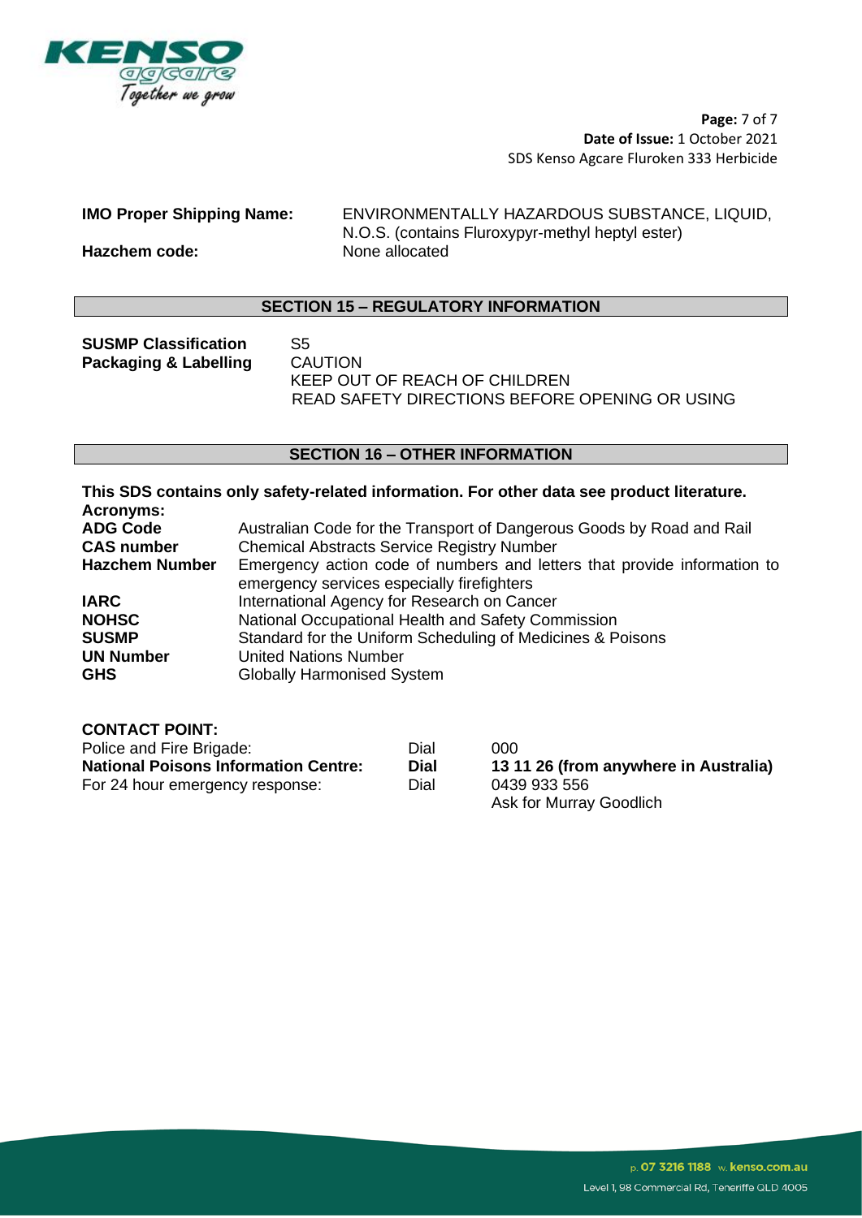**IMO Proper Shipping Name:** ENVIRONMENTALLY HAZARDOUS SUBSTANCE, LIQUID, N.O.S. (contains Fluroxypyr-methyl heptyl ester)

**Hazchem code:** None allocated

## SECTION 15 – REGULATORY INFORMATION

| | |
|---|---|
| **SUSMP Classification** | S5 |
| **Packaging & Labelling** | CAUTION<br>KEEP OUT OF REACH OF CHILDREN<br>READ SAFETY DIRECTIONS BEFORE OPENING OR USING |

## SECTION 16 – OTHER INFORMATION

**This SDS contains only safety-related information. For other data see product literature.**

**Acronyms:**

| | |
|---|---|
| **ADG Code** | Australian Code for the Transport of Dangerous Goods by Road and Rail |
| **CAS number** | Chemical Abstracts Service Registry Number |
| **Hazchem Number** | Emergency action code of numbers and letters that provide information to emergency services especially firefighters |
| **IARC** | International Agency for Research on Cancer |
| **NOHSC** | National Occupational Health and Safety Commission |
| **SUSMP** | Standard for the Uniform Scheduling of Medicines & Poisons |
| **UN Number** | United Nations Number |
| **GHS** | Globally Harmonised System |

**CONTACT POINT:**

| | | |
|---|---|---|
| Police and Fire Brigade: | Dial | 000 |
| **National Poisons Information Centre:** | **Dial** | **13 11 26 (from anywhere in Australia)** |
| For 24 hour emergency response: | Dial | 0439 933 556<br>Ask for Murray Goodlich |